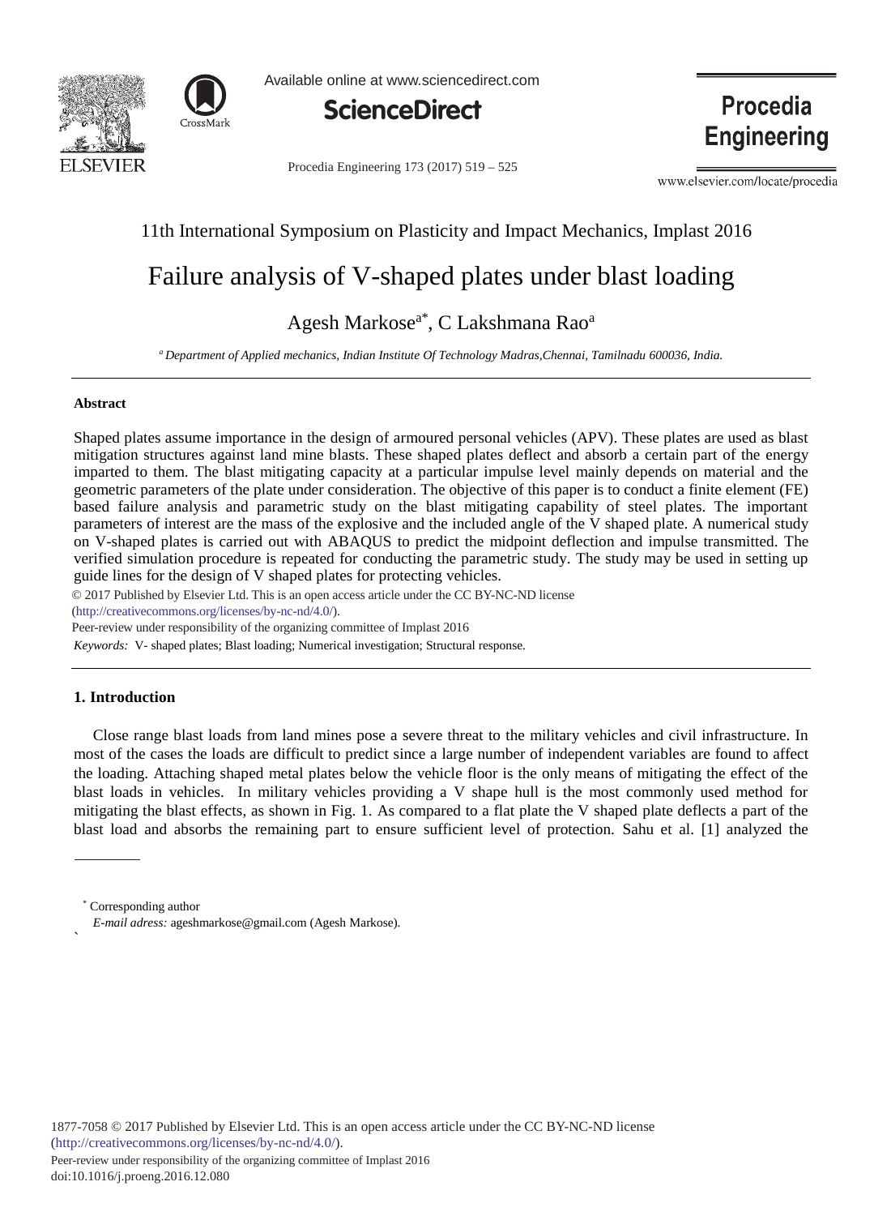11th International Symposium on Plasticity and Impact Mechanics, Implast 2016

# Failure analysis of V-shaped plates under blast loading

Agesh Markose[a*], C Lakshmana Rao[a]

[a] *Department of Applied mechanics, Indian Institute Of Technology Madras,Chennai, Tamilnadu 600036, India.*

---

### Abstract

Shaped plates assume importance in the design of armoured personal vehicles (APV). These plates are used as blast mitigation structures against land mine blasts. These shaped plates deflect and absorb a certain part of the energy imparted to them. The blast mitigating capacity at a particular impulse level mainly depends on material and the geometric parameters of the plate under consideration. The objective of this paper is to conduct a finite element (FE) based failure analysis and parametric study on the blast mitigating capability of steel plates. The important parameters of interest are the mass of the explosive and the included angle of the V shaped plate. A numerical study on V-shaped plates is carried out with ABAQUS to predict the midpoint deflection and impulse transmitted. The verified simulation procedure is repeated for conducting the parametric study. The study may be used in setting up guide lines for the design of V shaped plates for protecting vehicles.

© 2017 Published by Elsevier Ltd. This is an open access article under the CC BY-NC-ND license (http://creativecommons.org/licenses/by-nc-nd/4.0/).

Peer-review under responsibility of the organizing committee of Implast 2016

*Keywords:* V- shaped plates; Blast loading; Numerical investigation; Structural response.

---

## 1. Introduction

Close range blast loads from land mines pose a severe threat to the military vehicles and civil infrastructure. In most of the cases the loads are difficult to predict since a large number of independent variables are found to affect the loading. Attaching shaped metal plates below the vehicle floor is the only means of mitigating the effect of the blast loads in vehicles. In military vehicles providing a V shape hull is the most commonly used method for mitigating the blast effects, as shown in Fig. 1. As compared to a flat plate the V shaped plate deflects a part of the blast load and absorbs the remaining part to ensure sufficient level of protection. Sahu et al. [1] analyzed the

---

\* Corresponding author

*E-mail adress:* ageshmarkose@gmail.com (Agesh Markose).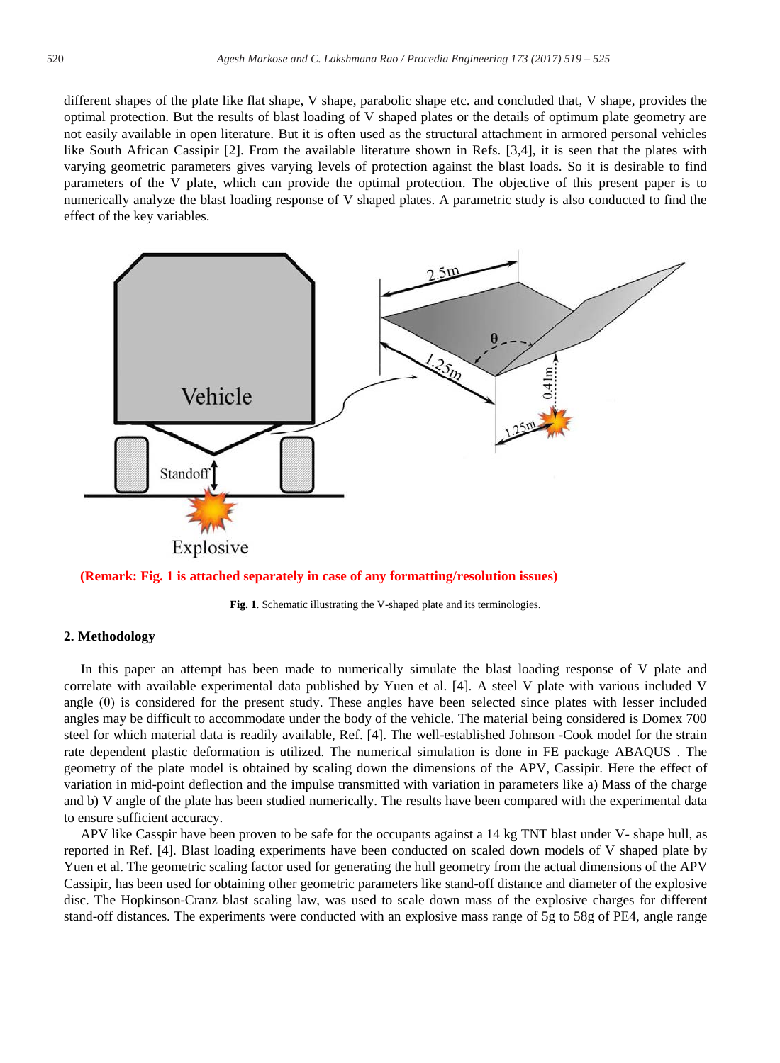different shapes of the plate like flat shape, V shape, parabolic shape etc. and concluded that, V shape, provides the optimal protection. But the results of blast loading of V shaped plates or the details of optimum plate geometry are not easily available in open literature. But it is often used as the structural attachment in armored personal vehicles like South African Cassipir [2]. From the available literature shown in Refs. [3,4], it is seen that the plates with varying geometric parameters gives varying levels of protection against the blast loads. So it is desirable to find parameters of the V plate, which can provide the optimal protection. The objective of this present paper is to numerically analyze the blast loading response of V shaped plates. A parametric study is also conducted to find the effect of the key variables.

**(Remark: Fig. 1 is attached separately in case of any formatting/resolution issues)**

**Fig. 1**. Schematic illustrating the V-shaped plate and its terminologies.

## 2. Methodology

In this paper an attempt has been made to numerically simulate the blast loading response of V plate and correlate with available experimental data published by Yuen et al. [4]. A steel V plate with various included V angle (θ) is considered for the present study. These angles have been selected since plates with lesser included angles may be difficult to accommodate under the body of the vehicle. The material being considered is Domex 700 steel for which material data is readily available, Ref. [4]. The well-established Johnson -Cook model for the strain rate dependent plastic deformation is utilized. The numerical simulation is done in FE package ABAQUS . The geometry of the plate model is obtained by scaling down the dimensions of the APV, Cassipir. Here the effect of variation in mid-point deflection and the impulse transmitted with variation in parameters like a) Mass of the charge and b) V angle of the plate has been studied numerically. The results have been compared with the experimental data to ensure sufficient accuracy.

APV like Casspir have been proven to be safe for the occupants against a 14 kg TNT blast under V- shape hull, as reported in Ref. [4]. Blast loading experiments have been conducted on scaled down models of V shaped plate by Yuen et al. The geometric scaling factor used for generating the hull geometry from the actual dimensions of the APV Cassipir, has been used for obtaining other geometric parameters like stand-off distance and diameter of the explosive disc. The Hopkinson-Cranz blast scaling law, was used to scale down mass of the explosive charges for different stand-off distances. The experiments were conducted with an explosive mass range of 5g to 58g of PE4, angle range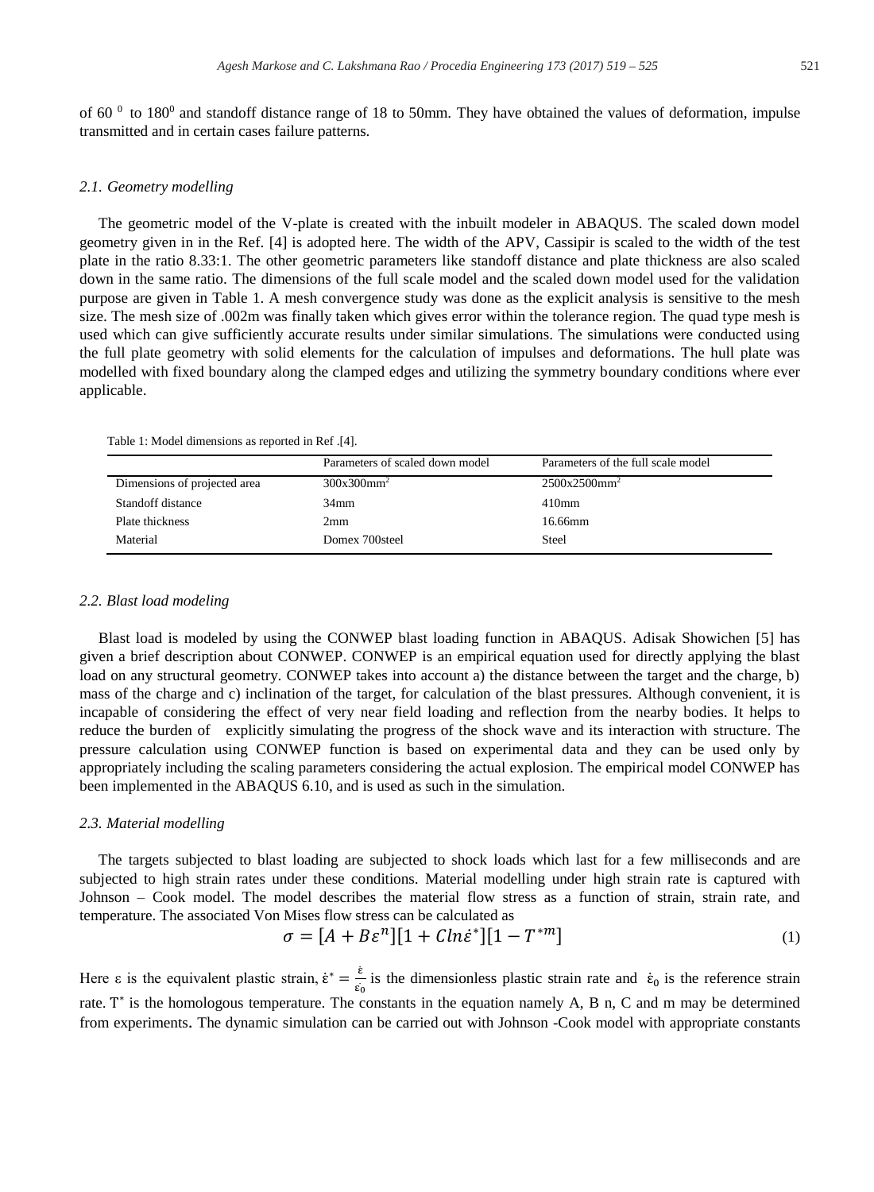of 60 [0] to 180[0] and standoff distance range of 18 to 50mm. They have obtained the values of deformation, impulse transmitted and in certain cases failure patterns.

### *2.1. Geometry modelling*

The geometric model of the V-plate is created with the inbuilt modeler in ABAQUS. The scaled down model geometry given in in the Ref. [4] is adopted here. The width of the APV, Cassipir is scaled to the width of the test plate in the ratio 8.33:1. The other geometric parameters like standoff distance and plate thickness are also scaled down in the same ratio. The dimensions of the full scale model and the scaled down model used for the validation purpose are given in Table 1. A mesh convergence study was done as the explicit analysis is sensitive to the mesh size. The mesh size of .002m was finally taken which gives error within the tolerance region. The quad type mesh is used which can give sufficiently accurate results under similar simulations. The simulations were conducted using the full plate geometry with solid elements for the calculation of impulses and deformations. The hull plate was modelled with fixed boundary along the clamped edges and utilizing the symmetry boundary conditions where ever applicable.

Table 1: Model dimensions as reported in Ref .[4].

| | Parameters of scaled down model | Parameters of the full scale model |
|---|---|---|
| Dimensions of projected area | 300x300mm$^2$ | 2500x2500mm$^2$ |
| Standoff distance | 34mm | 410mm |
| Plate thickness | 2mm | 16.66mm |
| Material | Domex 700steel | Steel |

### *2.2. Blast load modeling*

Blast load is modeled by using the CONWEP blast loading function in ABAQUS. Adisak Showichen [5] has given a brief description about CONWEP. CONWEP is an empirical equation used for directly applying the blast load on any structural geometry. CONWEP takes into account a) the distance between the target and the charge, b) mass of the charge and c) inclination of the target, for calculation of the blast pressures. Although convenient, it is incapable of considering the effect of very near field loading and reflection from the nearby bodies. It helps to reduce the burden of explicitly simulating the progress of the shock wave and its interaction with structure. The pressure calculation using CONWEP function is based on experimental data and they can be used only by appropriately including the scaling parameters considering the actual explosion. The empirical model CONWEP has been implemented in the ABAQUS 6.10, and is used as such in the simulation.

### *2.3. Material modelling*

The targets subjected to blast loading are subjected to shock loads which last for a few milliseconds and are subjected to high strain rates under these conditions. Material modelling under high strain rate is captured with Johnson – Cook model. The model describes the material flow stress as a function of strain, strain rate, and temperature. The associated Von Mises flow stress can be calculated as

$$\sigma = [A + B\varepsilon^n][1 + C\ln\dot{\varepsilon}^*][1 - T^{*m}] \tag{1}$$

Here ε is the equivalent plastic strain, $\dot{\varepsilon}^* = \frac{\dot{\varepsilon}}{\dot{\varepsilon}_0}$ is the dimensionless plastic strain rate and $\dot{\varepsilon}_0$ is the reference strain rate. $T^*$ is the homologous temperature. The constants in the equation namely A, B n, C and m may be determined from experiments. The dynamic simulation can be carried out with Johnson -Cook model with appropriate constants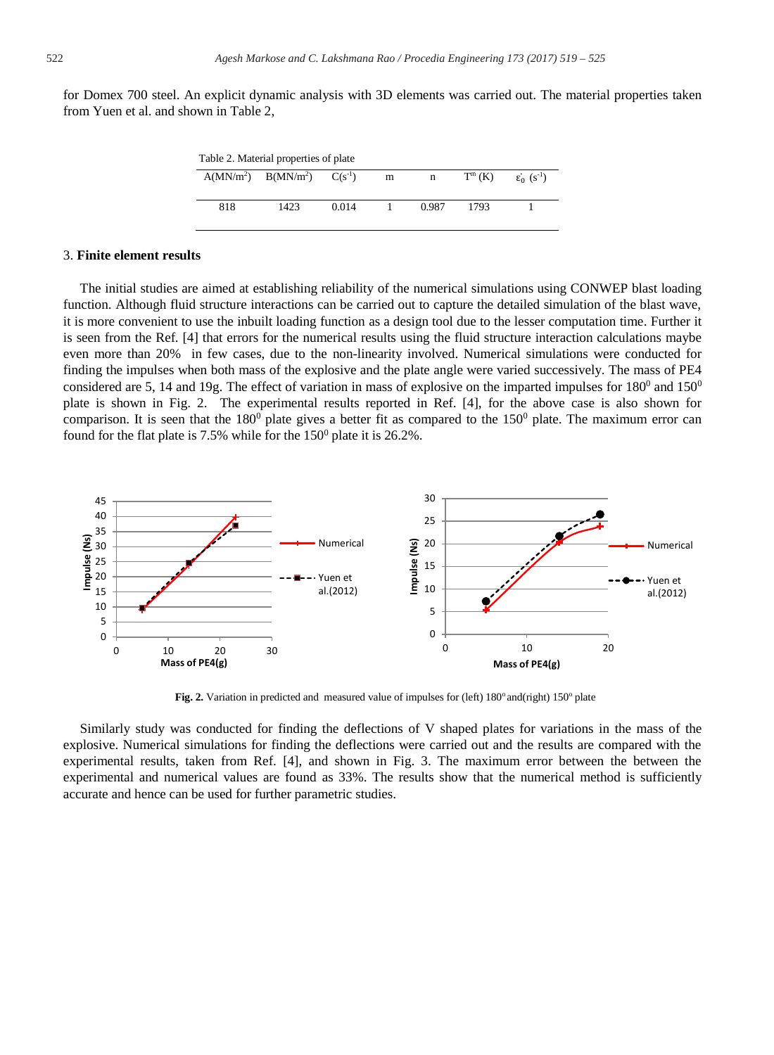for Domex 700 steel. An explicit dynamic analysis with 3D elements was carried out. The material properties taken from Yuen et al. and shown in Table 2,

Table 2. Material properties of plate

| A($MN/m^2$) | B($MN/m^2$) | C($s^{-1}$) | m | n | $T^m$ (K) | $\dot{\varepsilon}_0$ ($s^{-1}$) |
|---|---|---|---|---|---|---|
| 818 | 1423 | 0.014 | 1 | 0.987 | 1793 | 1 |

## 3. **Finite element results**

The initial studies are aimed at establishing reliability of the numerical simulations using CONWEP blast loading function. Although fluid structure interactions can be carried out to capture the detailed simulation of the blast wave, it is more convenient to use the inbuilt loading function as a design tool due to the lesser computation time. Further it is seen from the Ref. [4] that errors for the numerical results using the fluid structure interaction calculations maybe even more than 20% in few cases, due to the non-linearity involved. Numerical simulations were conducted for finding the impulses when both mass of the explosive and the plate angle were varied successively. The mass of PE4 considered are 5, 14 and 19g. The effect of variation in mass of explosive on the imparted impulses for $180^0$ and $150^0$ plate is shown in Fig. 2. The experimental results reported in Ref. [4], for the above case is also shown for comparison. It is seen that the $180^0$ plate gives a better fit as compared to the $150^0$ plate. The maximum error can found for the flat plate is 7.5% while for the $150^0$ plate it is 26.2%.

**Fig. 2.** Variation in predicted and measured value of impulses for (left) 180° and(right) 150° plate

Similarly study was conducted for finding the deflections of V shaped plates for variations in the mass of the explosive. Numerical simulations for finding the deflections were carried out and the results are compared with the experimental results, taken from Ref. [4], and shown in Fig. 3. The maximum error between the between the experimental and numerical values are found as 33%. The results show that the numerical method is sufficiently accurate and hence can be used for further parametric studies.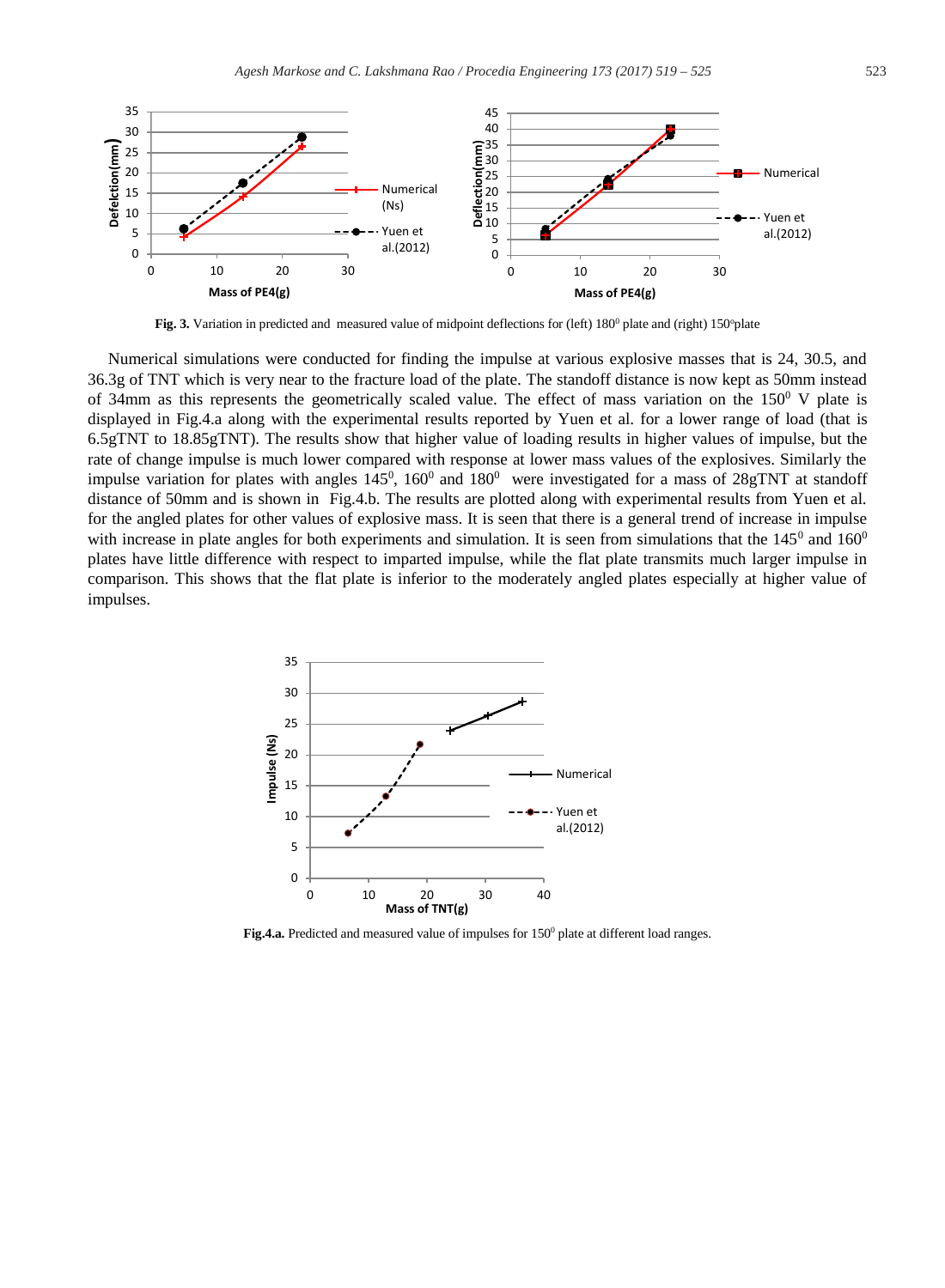**Fig. 3.** Variation in predicted and measured value of midpoint deflections for (left) $180^0$ plate and (right) $150^o$plate

Numerical simulations were conducted for finding the impulse at various explosive masses that is 24, 30.5, and 36.3g of TNT which is very near to the fracture load of the plate. The standoff distance is now kept as 50mm instead of 34mm as this represents the geometrically scaled value. The effect of mass variation on the $150^0$ V plate is displayed in Fig.4.a along with the experimental results reported by Yuen et al. for a lower range of load (that is 6.5gTNT to 18.85gTNT). The results show that higher value of loading results in higher values of impulse, but the rate of change impulse is much lower compared with response at lower mass values of the explosives. Similarly the impulse variation for plates with angles $145^0$, $160^0$ and $180^0$ were investigated for a mass of 28gTNT at standoff distance of 50mm and is shown in Fig.4.b. The results are plotted along with experimental results from Yuen et al. for the angled plates for other values of explosive mass. It is seen that there is a general trend of increase in impulse with increase in plate angles for both experiments and simulation. It is seen from simulations that the $145^0$ and $160^0$ plates have little difference with respect to imparted impulse, while the flat plate transmits much larger impulse in comparison. This shows that the flat plate is inferior to the moderately angled plates especially at higher value of impulses.

**Fig.4.a.** Predicted and measured value of impulses for $150^0$ plate at different load ranges.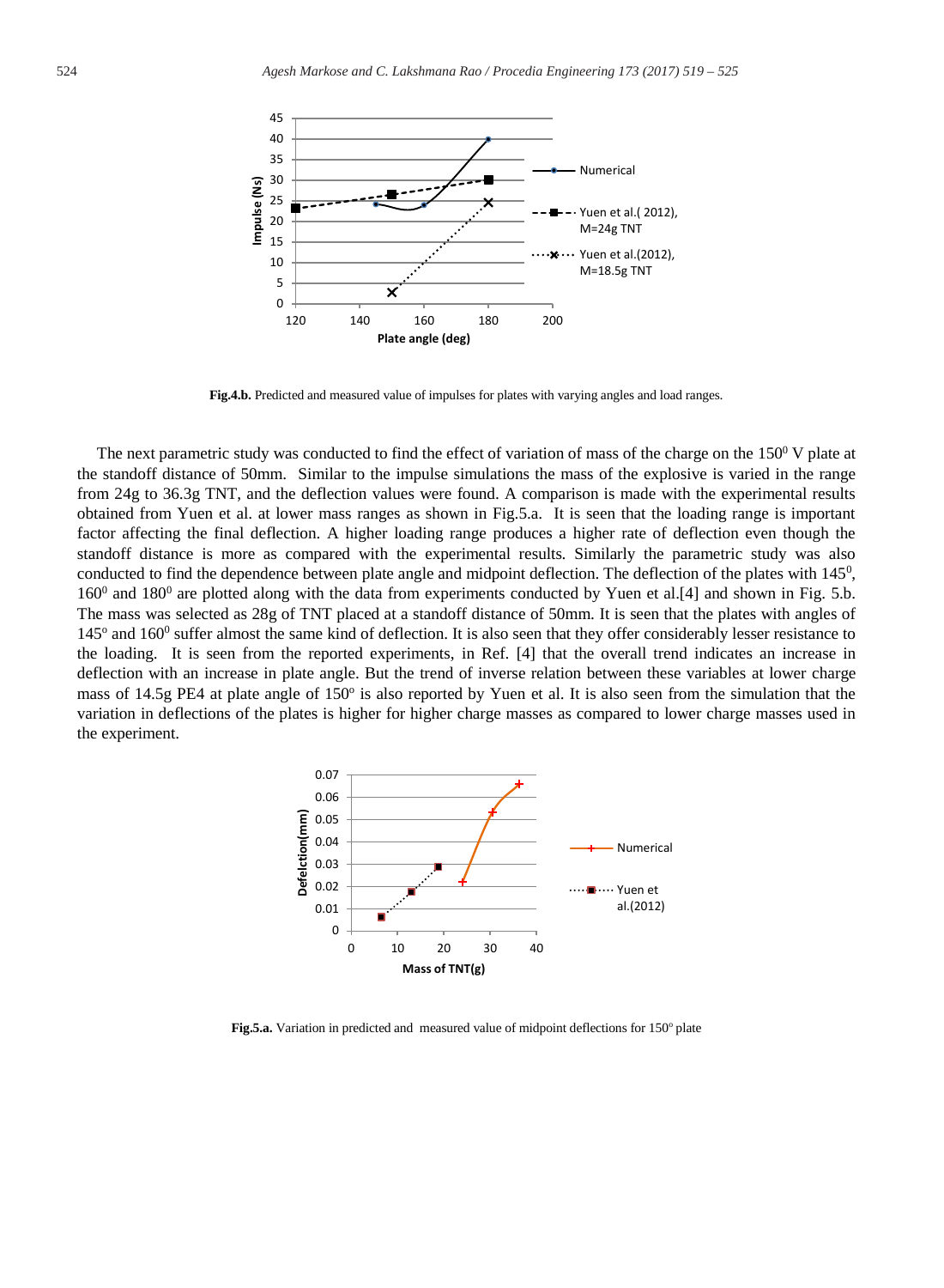**Fig.4.b.** Predicted and measured value of impulses for plates with varying angles and load ranges.

The next parametric study was conducted to find the effect of variation of mass of the charge on the $150^0$ V plate at the standoff distance of 50mm. Similar to the impulse simulations the mass of the explosive is varied in the range from 24g to 36.3g TNT, and the deflection values were found. A comparison is made with the experimental results obtained from Yuen et al. at lower mass ranges as shown in Fig.5.a. It is seen that the loading range is important factor affecting the final deflection. A higher loading range produces a higher rate of deflection even though the standoff distance is more as compared with the experimental results. Similarly the parametric study was also conducted to find the dependence between plate angle and midpoint deflection. The deflection of the plates with $145^0$, $160^0$ and $180^0$ are plotted along with the data from experiments conducted by Yuen et al.[4] and shown in Fig. 5.b. The mass was selected as 28g of TNT placed at a standoff distance of 50mm. It is seen that the plates with angles of $145^o$ and $160^0$ suffer almost the same kind of deflection. It is also seen that they offer considerably lesser resistance to the loading. It is seen from the reported experiments, in Ref. [4] that the overall trend indicates an increase in deflection with an increase in plate angle. But the trend of inverse relation between these variables at lower charge mass of 14.5g PE4 at plate angle of $150^o$ is also reported by Yuen et al. It is also seen from the simulation that the variation in deflections of the plates is higher for higher charge masses as compared to lower charge masses used in the experiment.

**Fig.5.a.** Variation in predicted and measured value of midpoint deflections for $150^o$ plate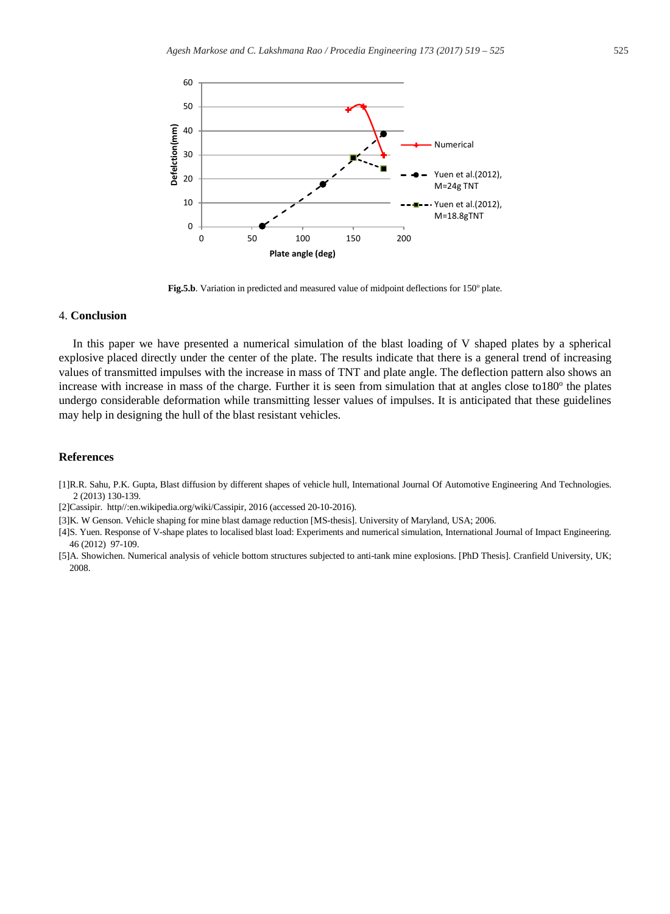60
50
40
30
20
10
0

0 50 100 150 200

Defelction(mm)

Plate angle (deg)

Numerical

Yuen et al.(2012), M=24g TNT

Yuen et al.(2012), M=18.8gTNT

**Fig.5.b**. Variation in predicted and measured value of midpoint deflections for 150º plate.

## 4. Conclusion

In this paper we have presented a numerical simulation of the blast loading of V shaped plates by a spherical explosive placed directly under the center of the plate. The results indicate that there is a general trend of increasing values of transmitted impulses with the increase in mass of TNT and plate angle. The deflection pattern also shows an increase with increase in mass of the charge. Further it is seen from simulation that at angles close to180º the plates undergo considerable deformation while transmitting lesser values of impulses. It is anticipated that these guidelines may help in designing the hull of the blast resistant vehicles.

## References

[1]R.R. Sahu, P.K. Gupta, Blast diffusion by different shapes of vehicle hull, International Journal Of Automotive Engineering And Technologies. 2 (2013) 130-139.

[2]Cassipir. http//:en.wikipedia.org/wiki/Cassipir, 2016 (accessed 20-10-2016).

[3]K. W Genson. Vehicle shaping for mine blast damage reduction [MS-thesis]. University of Maryland, USA; 2006.

[4]S. Yuen. Response of V-shape plates to localised blast load: Experiments and numerical simulation, International Journal of Impact Engineering. 46 (2012) 97-109.

[5]A. Showichen. Numerical analysis of vehicle bottom structures subjected to anti-tank mine explosions. [PhD Thesis]. Cranfield University, UK; 2008.